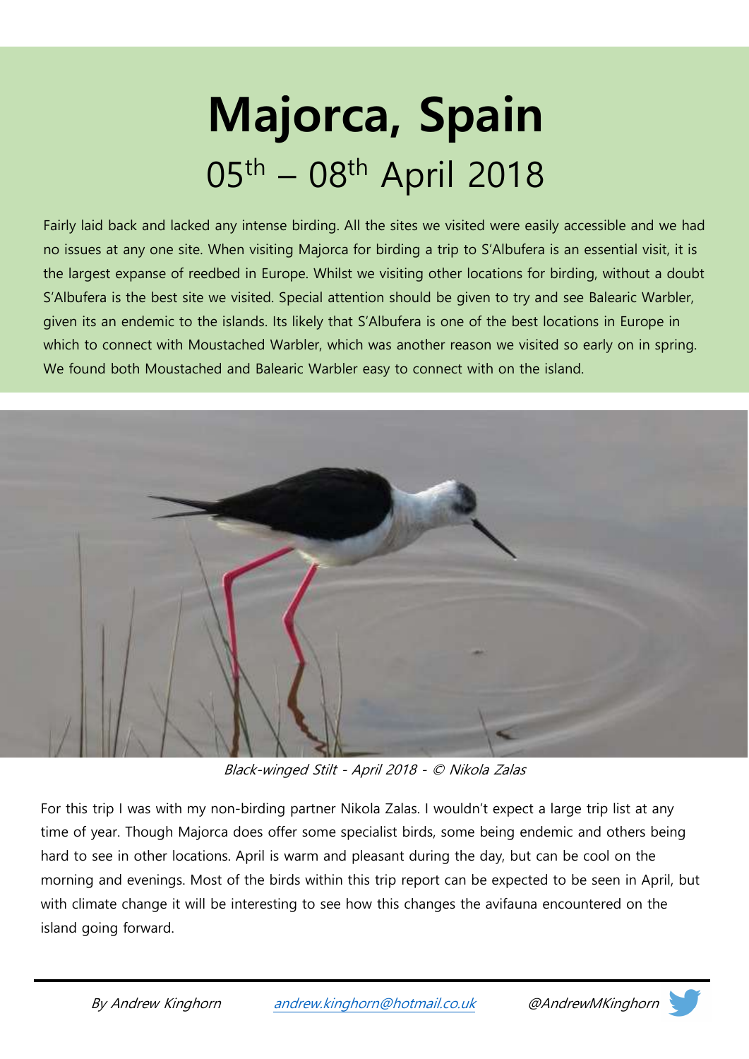# Majorca, Spain

## 05th – 08th April 2018

Fairly laid back and lacked any intense birding. All the sites we visited were easily accessible and we had no issues at any one site. When visiting Majorca for birding a trip to S'Albufera is an essential visit, it is the largest expanse of reedbed in Europe. Whilst we visiting other locations for birding, without a doubt S'Albufera is the best site we visited. Special attention should be given to try and see Balearic Warbler, given its an endemic to the islands. Its likely that S'Albufera is one of the best locations in Europe in which to connect with Moustached Warbler, which was another reason we visited so early on in spring. We found both Moustached and Balearic Warbler easy to connect with on the island.

*Black-winged Stilt - April 2018 - © Nikola Zalas*

For this trip I was with my non-birding partner Nikola Zalas. I wouldn't expect a large trip list at any time of year. Though Majorca does offer some specialist birds, some being endemic and others being hard to see in other locations. April is warm and pleasant during the day, but can be cool on the morning and evenings. Most of the birds within this trip report can be expected to be seen in April, but with climate change it will be interesting to see how this changes the avifauna encountered on the island going forward.

*By Andrew Kinghorn* [andrew.kinghorn@hotmail.co.uk](mailto:andrew.kinghorn@hotmail.co.uk) *@AndrewMKinghorn*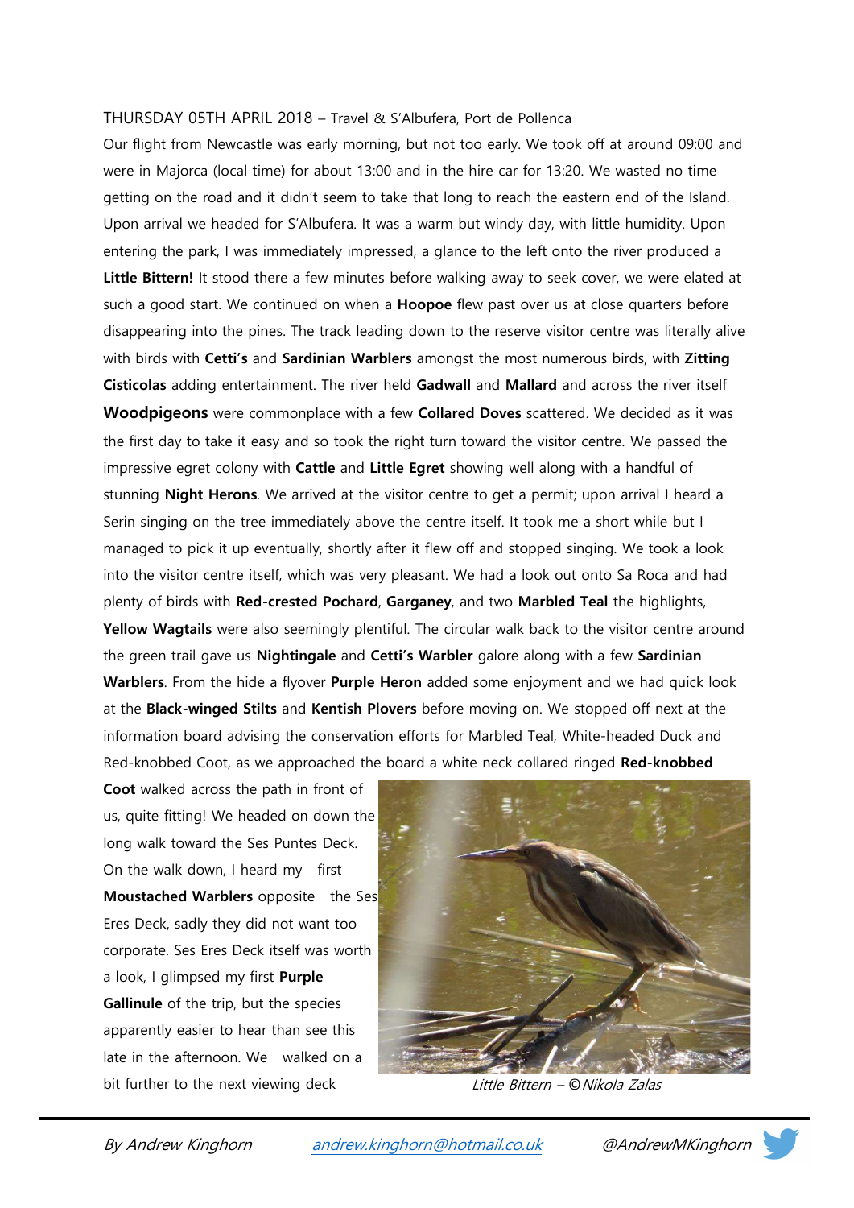THURSDAY 05TH APRIL 2018 – Travel & S'Albufera, Port de Pollenca

Our flight from Newcastle was early morning, but not too early. We took off at around 09:00 and were in Majorca (local time) for about 13:00 and in the hire car for 13:20. We wasted no time getting on the road and it didn't seem to take that long to reach the eastern end of the Island. Upon arrival we headed for S'Albufera. It was a warm but windy day, with little humidity. Upon entering the park, I was immediately impressed, a glance to the left onto the river produced a **Little Bittern!** It stood there a few minutes before walking away to seek cover, we were elated at such a good start. We continued on when a **Hoopoe** flew past over us at close quarters before disappearing into the pines. The track leading down to the reserve visitor centre was literally alive with birds with **Cetti's** and **Sardinian Warblers** amongst the most numerous birds, with **Zitting Cisticolas** adding entertainment. The river held **Gadwall** and **Mallard** and across the river itself **Woodpigeons** were commonplace with a few **Collared Doves** scattered. We decided as it was the first day to take it easy and so took the right turn toward the visitor centre. We passed the impressive egret colony with **Cattle** and **Little Egret** showing well along with a handful of stunning **Night Herons**. We arrived at the visitor centre to get a permit; upon arrival I heard a Serin singing on the tree immediately above the centre itself. It took me a short while but I managed to pick it up eventually, shortly after it flew off and stopped singing. We took a look into the visitor centre itself, which was very pleasant. We had a look out onto Sa Roca and had plenty of birds with **Red-crested Pochard**, **Garganey**, and two **Marbled Teal** the highlights, **Yellow Wagtails** were also seemingly plentiful. The circular walk back to the visitor centre around the green trail gave us **Nightingale** and **Cetti's Warbler** galore along with a few **Sardinian Warblers**. From the hide a flyover **Purple Heron** added some enjoyment and we had quick look at the **Black-winged Stilts** and **Kentish Plovers** before moving on. We stopped off next at the information board advising the conservation efforts for Marbled Teal, White-headed Duck and Red-knobbed Coot, as we approached the board a white neck collared ringed **Red-knobbed Coot** walked across the path in front of us, quite fitting! We headed on down the long walk toward the Ses Puntes Deck. On the walk down, I heard my first **Moustached Warblers** opposite the Ses Eres Deck, sadly they did not want too corporate. Ses Eres Deck itself was worth a look, I glimpsed my first **Purple Gallinule** of the trip, but the species apparently easier to hear than see this late in the afternoon. We walked on a bit further to the next viewing deck

*Little Bittern – © Nikola Zalas*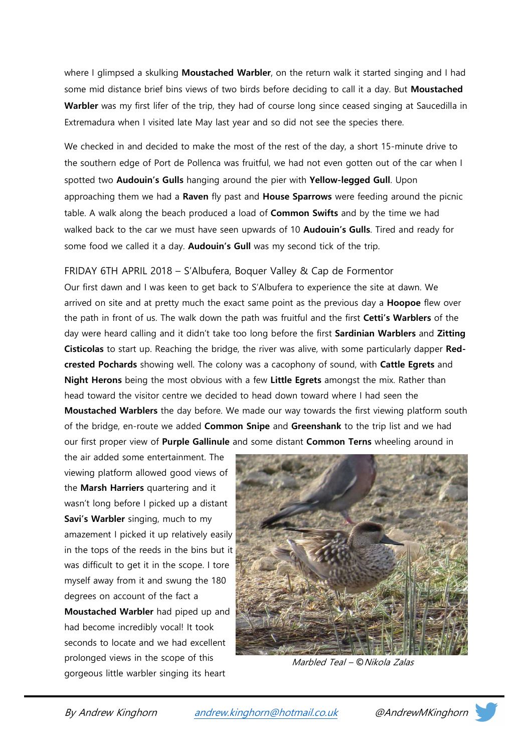where I glimpsed a skulking **Moustached Warbler**, on the return walk it started singing and I had some mid distance brief bins views of two birds before deciding to call it a day. But **Moustached Warbler** was my first lifer of the trip, they had of course long since ceased singing at Saucedilla in Extremadura when I visited late May last year and so did not see the species there.

We checked in and decided to make the most of the rest of the day, a short 15-minute drive to the southern edge of Port de Pollenca was fruitful, we had not even gotten out of the car when I spotted two **Audouin's Gulls** hanging around the pier with **Yellow-legged Gull**. Upon approaching them we had a **Raven** fly past and **House Sparrows** were feeding around the picnic table. A walk along the beach produced a load of **Common Swifts** and by the time we had walked back to the car we must have seen upwards of 10 **Audouin's Gulls**. Tired and ready for some food we called it a day. **Audouin's Gull** was my second tick of the trip.

## FRIDAY 6TH APRIL 2018 – S'Albufera, Boquer Valley & Cap de Formentor

Our first dawn and I was keen to get back to S'Albufera to experience the site at dawn. We arrived on site and at pretty much the exact same point as the previous day a **Hoopoe** flew over the path in front of us. The walk down the path was fruitful and the first **Cetti's Warblers** of the day were heard calling and it didn't take too long before the first **Sardinian Warblers** and **Zitting Cisticolas** to start up. Reaching the bridge, the river was alive, with some particularly dapper **Red-crested Pochards** showing well. The colony was a cacophony of sound, with **Cattle Egrets** and **Night Herons** being the most obvious with a few **Little Egrets** amongst the mix. Rather than head toward the visitor centre we decided to head down toward where I had seen the **Moustached Warblers** the day before. We made our way towards the first viewing platform south of the bridge, en-route we added **Common Snipe** and **Greenshank** to the trip list and we had our first proper view of **Purple Gallinule** and some distant **Common Terns** wheeling around in the air added some entertainment. The viewing platform allowed good views of the **Marsh Harriers** quartering and it wasn't long before I picked up a distant **Savi's Warbler** singing, much to my amazement I picked it up relatively easily in the tops of the reeds in the bins but it was difficult to get it in the scope. I tore myself away from it and swung the 180 degrees on account of the fact a **Moustached Warbler** had piped up and had become incredibly vocal! It took seconds to locate and we had excellent prolonged views in the scope of this gorgeous little warbler singing its heart

*Marbled Teal – © Nikola Zalas*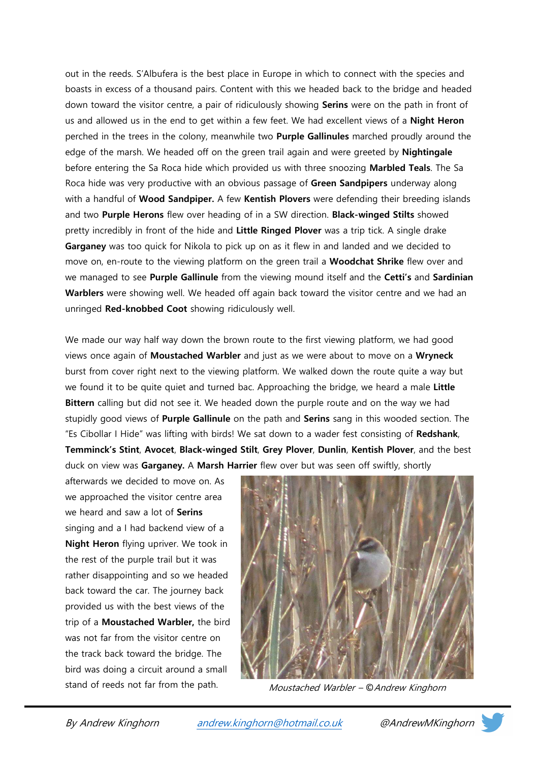out in the reeds. S'Albufera is the best place in Europe in which to connect with the species and boasts in excess of a thousand pairs. Content with this we headed back to the bridge and headed down toward the visitor centre, a pair of ridiculously showing **Serins** were on the path in front of us and allowed us in the end to get within a few feet. We had excellent views of a **Night Heron** perched in the trees in the colony, meanwhile two **Purple Gallinules** marched proudly around the edge of the marsh. We headed off on the green trail again and were greeted by **Nightingale** before entering the Sa Roca hide which provided us with three snoozing **Marbled Teals**. The Sa Roca hide was very productive with an obvious passage of **Green Sandpipers** underway along with a handful of **Wood Sandpiper.** A few **Kentish Plovers** were defending their breeding islands and two **Purple Herons** flew over heading of in a SW direction. **Black-winged Stilts** showed pretty incredibly in front of the hide and **Little Ringed Plover** was a trip tick. A single drake **Garganey** was too quick for Nikola to pick up on as it flew in and landed and we decided to move on, en-route to the viewing platform on the green trail a **Woodchat Shrike** flew over and we managed to see **Purple Gallinule** from the viewing mound itself and the **Cetti's** and **Sardinian Warblers** were showing well. We headed off again back toward the visitor centre and we had an unringed **Red-knobbed Coot** showing ridiculously well.

We made our way half way down the brown route to the first viewing platform, we had good views once again of **Moustached Warbler** and just as we were about to move on a **Wryneck** burst from cover right next to the viewing platform. We walked down the route quite a way but we found it to be quite quiet and turned bac. Approaching the bridge, we heard a male **Little Bittern** calling but did not see it. We headed down the purple route and on the way we had stupidly good views of **Purple Gallinule** on the path and **Serins** sang in this wooded section. The "Es Cibollar I Hide" was lifting with birds! We sat down to a wader fest consisting of **Redshank**, **Temminck's Stint**, **Avocet**, **Black-winged Stilt**, **Grey Plover**, **Dunlin**, **Kentish Plover**, and the best duck on view was **Garganey.** A **Marsh Harrier** flew over but was seen off swiftly, shortly afterwards we decided to move on. As we approached the visitor centre area we heard and saw a lot of **Serins** singing and a I had backend view of a **Night Heron** flying upriver. We took in the rest of the purple trail but it was rather disappointing and so we headed back toward the car. The journey back provided us with the best views of the trip of a **Moustached Warbler,** the bird was not far from the visitor centre on the track back toward the bridge. The bird was doing a circuit around a small stand of reeds not far from the path.

*Moustached Warbler – ©Andrew Kinghorn*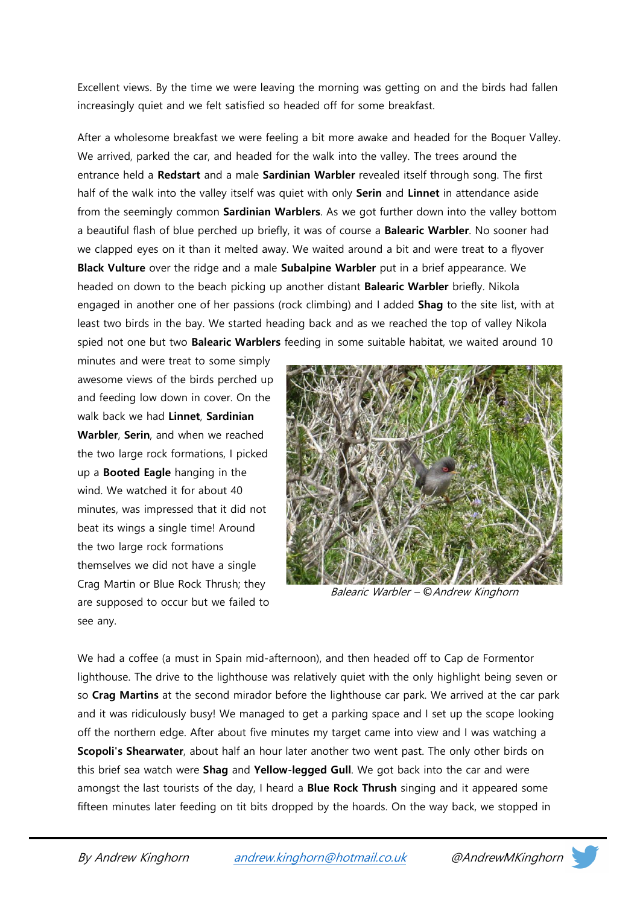Excellent views. By the time we were leaving the morning was getting on and the birds had fallen increasingly quiet and we felt satisfied so headed off for some breakfast.

After a wholesome breakfast we were feeling a bit more awake and headed for the Boquer Valley. We arrived, parked the car, and headed for the walk into the valley. The trees around the entrance held a **Redstart** and a male **Sardinian Warbler** revealed itself through song. The first half of the walk into the valley itself was quiet with only **Serin** and **Linnet** in attendance aside from the seemingly common **Sardinian Warblers**. As we got further down into the valley bottom a beautiful flash of blue perched up briefly, it was of course a **Balearic Warbler**. No sooner had we clapped eyes on it than it melted away. We waited around a bit and were treat to a flyover **Black Vulture** over the ridge and a male **Subalpine Warbler** put in a brief appearance. We headed on down to the beach picking up another distant **Balearic Warbler** briefly. Nikola engaged in another one of her passions (rock climbing) and I added **Shag** to the site list, with at least two birds in the bay. We started heading back and as we reached the top of valley Nikola spied not one but two **Balearic Warblers** feeding in some suitable habitat, we waited around 10 minutes and were treat to some simply awesome views of the birds perched up and feeding low down in cover. On the walk back we had **Linnet**, **Sardinian Warbler**, **Serin**, and when we reached the two large rock formations, I picked up a **Booted Eagle** hanging in the wind. We watched it for about 40 minutes, was impressed that it did not beat its wings a single time! Around the two large rock formations themselves we did not have a single Crag Martin or Blue Rock Thrush; they are supposed to occur but we failed to see any.

*Balearic Warbler – ©Andrew Kinghorn*

We had a coffee (a must in Spain mid-afternoon), and then headed off to Cap de Formentor lighthouse. The drive to the lighthouse was relatively quiet with the only highlight being seven or so **Crag Martins** at the second mirador before the lighthouse car park. We arrived at the car park and it was ridiculously busy! We managed to get a parking space and I set up the scope looking off the northern edge. After about five minutes my target came into view and I was watching a **Scopoli's Shearwater**, about half an hour later another two went past. The only other birds on this brief sea watch were **Shag** and **Yellow-legged Gull**. We got back into the car and were amongst the last tourists of the day, I heard a **Blue Rock Thrush** singing and it appeared some fifteen minutes later feeding on tit bits dropped by the hoards. On the way back, we stopped in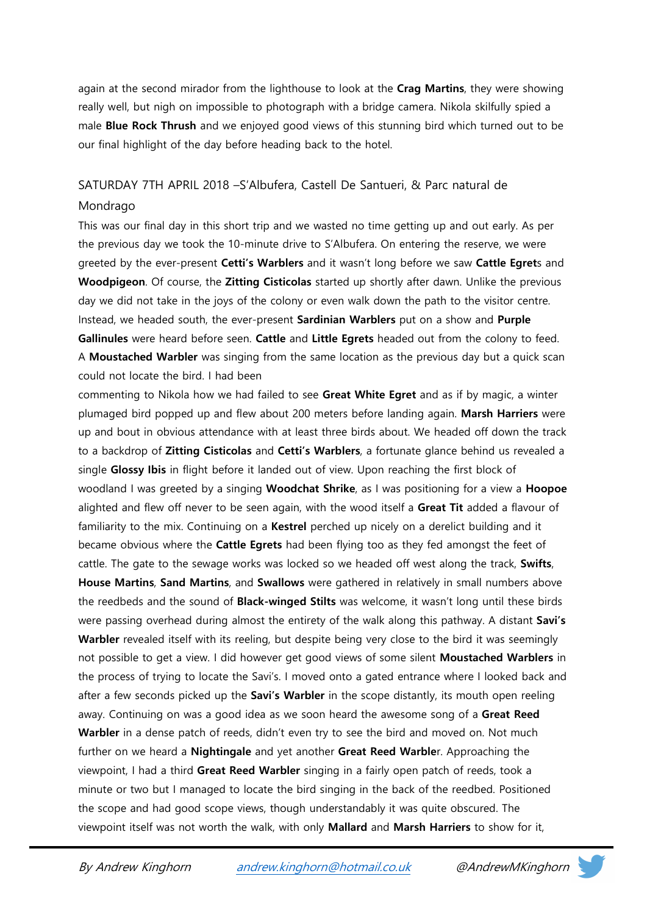again at the second mirador from the lighthouse to look at the **Crag Martins**, they were showing really well, but nigh on impossible to photograph with a bridge camera. Nikola skilfully spied a male **Blue Rock Thrush** and we enjoyed good views of this stunning bird which turned out to be our final highlight of the day before heading back to the hotel.

## SATURDAY 7TH APRIL 2018 –S'Albufera, Castell De Santueri, & Parc natural de Mondrago

This was our final day in this short trip and we wasted no time getting up and out early. As per the previous day we took the 10-minute drive to S'Albufera. On entering the reserve, we were greeted by the ever-present **Cetti's Warblers** and it wasn't long before we saw **Cattle Egret**s and **Woodpigeon**. Of course, the **Zitting Cisticolas** started up shortly after dawn. Unlike the previous day we did not take in the joys of the colony or even walk down the path to the visitor centre. Instead, we headed south, the ever-present **Sardinian Warblers** put on a show and **Purple Gallinules** were heard before seen. **Cattle** and **Little Egrets** headed out from the colony to feed. A **Moustached Warbler** was singing from the same location as the previous day but a quick scan could not locate the bird. I had been commenting to Nikola how we had failed to see **Great White Egret** and as if by magic, a winter plumaged bird popped up and flew about 200 meters before landing again. **Marsh Harriers** were up and bout in obvious attendance with at least three birds about. We headed off down the track to a backdrop of **Zitting Cisticolas** and **Cetti's Warblers**, a fortunate glance behind us revealed a single **Glossy Ibis** in flight before it landed out of view. Upon reaching the first block of woodland I was greeted by a singing **Woodchat Shrike**, as I was positioning for a view a **Hoopoe** alighted and flew off never to be seen again, with the wood itself a **Great Tit** added a flavour of familiarity to the mix. Continuing on a **Kestrel** perched up nicely on a derelict building and it became obvious where the **Cattle Egrets** had been flying too as they fed amongst the feet of cattle. The gate to the sewage works was locked so we headed off west along the track, **Swifts**, **House Martins**, **Sand Martins**, and **Swallows** were gathered in relatively in small numbers above the reedbeds and the sound of **Black-winged Stilts** was welcome, it wasn't long until these birds were passing overhead during almost the entirety of the walk along this pathway. A distant **Savi's Warbler** revealed itself with its reeling, but despite being very close to the bird it was seemingly not possible to get a view. I did however get good views of some silent **Moustached Warblers** in the process of trying to locate the Savi's. I moved onto a gated entrance where I looked back and after a few seconds picked up the **Savi's Warbler** in the scope distantly, its mouth open reeling away. Continuing on was a good idea as we soon heard the awesome song of a **Great Reed Warbler** in a dense patch of reeds, didn't even try to see the bird and moved on. Not much further on we heard a **Nightingale** and yet another **Great Reed Warble**r. Approaching the viewpoint, I had a third **Great Reed Warbler** singing in a fairly open patch of reeds, took a minute or two but I managed to locate the bird singing in the back of the reedbed. Positioned the scope and had good scope views, though understandably it was quite obscured. The viewpoint itself was not worth the walk, with only **Mallard** and **Marsh Harriers** to show for it,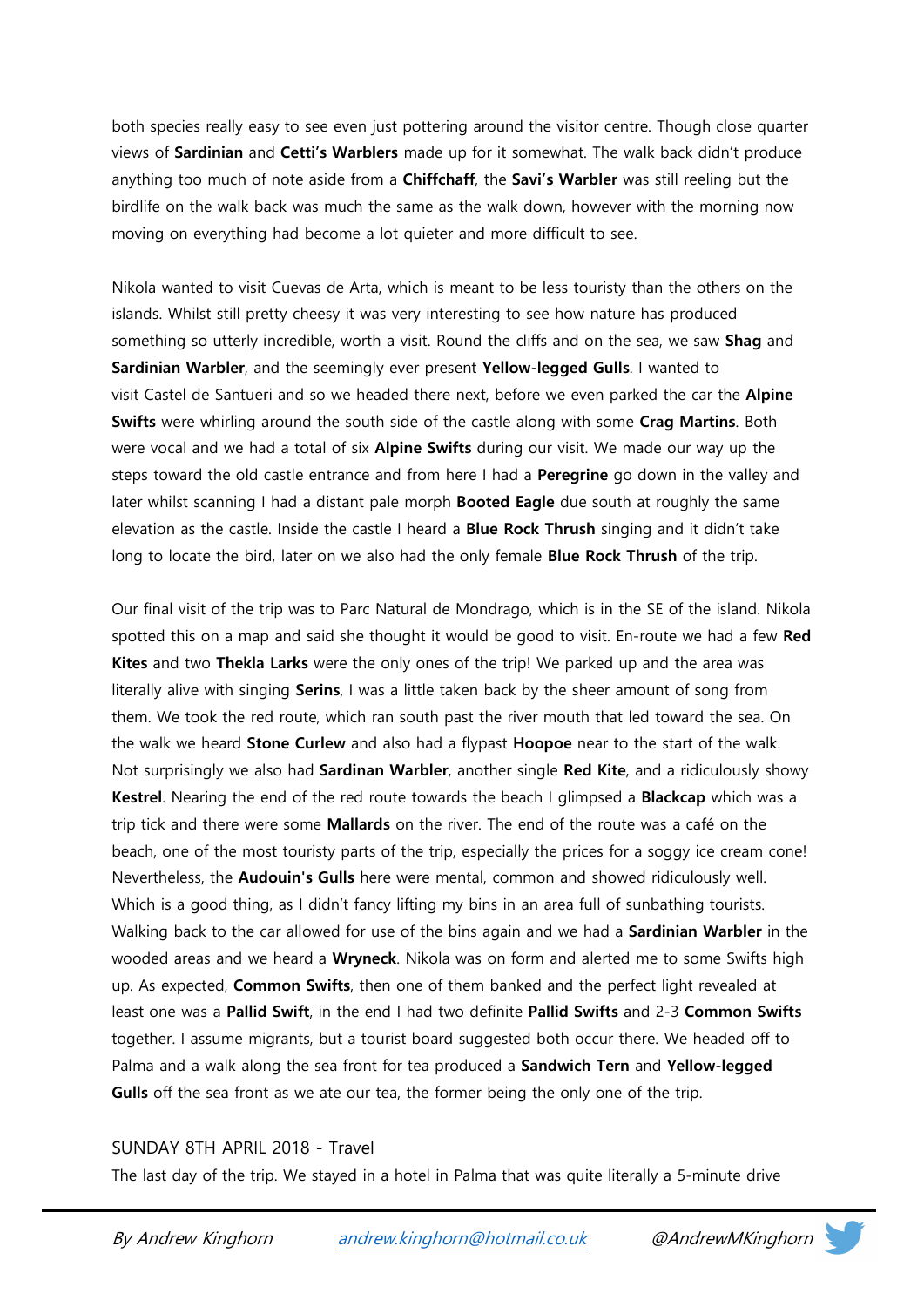both species really easy to see even just pottering around the visitor centre. Though close quarter views of **Sardinian** and **Cetti's Warblers** made up for it somewhat. The walk back didn't produce anything too much of note aside from a **Chiffchaff**, the **Savi's Warbler** was still reeling but the birdlife on the walk back was much the same as the walk down, however with the morning now moving on everything had become a lot quieter and more difficult to see.

Nikola wanted to visit Cuevas de Arta, which is meant to be less touristy than the others on the islands. Whilst still pretty cheesy it was very interesting to see how nature has produced something so utterly incredible, worth a visit. Round the cliffs and on the sea, we saw **Shag** and **Sardinian Warbler**, and the seemingly ever present **Yellow-legged Gulls**. I wanted to visit Castel de Santueri and so we headed there next, before we even parked the car the **Alpine Swifts** were whirling around the south side of the castle along with some **Crag Martins**. Both were vocal and we had a total of six **Alpine Swifts** during our visit. We made our way up the steps toward the old castle entrance and from here I had a **Peregrine** go down in the valley and later whilst scanning I had a distant pale morph **Booted Eagle** due south at roughly the same elevation as the castle. Inside the castle I heard a **Blue Rock Thrush** singing and it didn't take long to locate the bird, later on we also had the only female **Blue Rock Thrush** of the trip.

Our final visit of the trip was to Parc Natural de Mondrago, which is in the SE of the island. Nikola spotted this on a map and said she thought it would be good to visit. En-route we had a few **Red Kites** and two **Thekla Larks** were the only ones of the trip! We parked up and the area was literally alive with singing **Serins**, I was a little taken back by the sheer amount of song from them. We took the red route, which ran south past the river mouth that led toward the sea. On the walk we heard **Stone Curlew** and also had a flypast **Hoopoe** near to the start of the walk. Not surprisingly we also had **Sardinan Warbler**, another single **Red Kite**, and a ridiculously showy **Kestrel**. Nearing the end of the red route towards the beach I glimpsed a **Blackcap** which was a trip tick and there were some **Mallards** on the river. The end of the route was a café on the beach, one of the most touristy parts of the trip, especially the prices for a soggy ice cream cone! Nevertheless, the **Audouin's Gulls** here were mental, common and showed ridiculously well. Which is a good thing, as I didn't fancy lifting my bins in an area full of sunbathing tourists. Walking back to the car allowed for use of the bins again and we had a **Sardinian Warbler** in the wooded areas and we heard a **Wryneck**. Nikola was on form and alerted me to some Swifts high up. As expected, **Common Swifts**, then one of them banked and the perfect light revealed at least one was a **Pallid Swift**, in the end I had two definite **Pallid Swifts** and 2-3 **Common Swifts** together. I assume migrants, but a tourist board suggested both occur there. We headed off to Palma and a walk along the sea front for tea produced a **Sandwich Tern** and **Yellow-legged Gulls** off the sea front as we ate our tea, the former being the only one of the trip.

## SUNDAY 8TH APRIL 2018 - Travel

The last day of the trip. We stayed in a hotel in Palma that was quite literally a 5-minute drive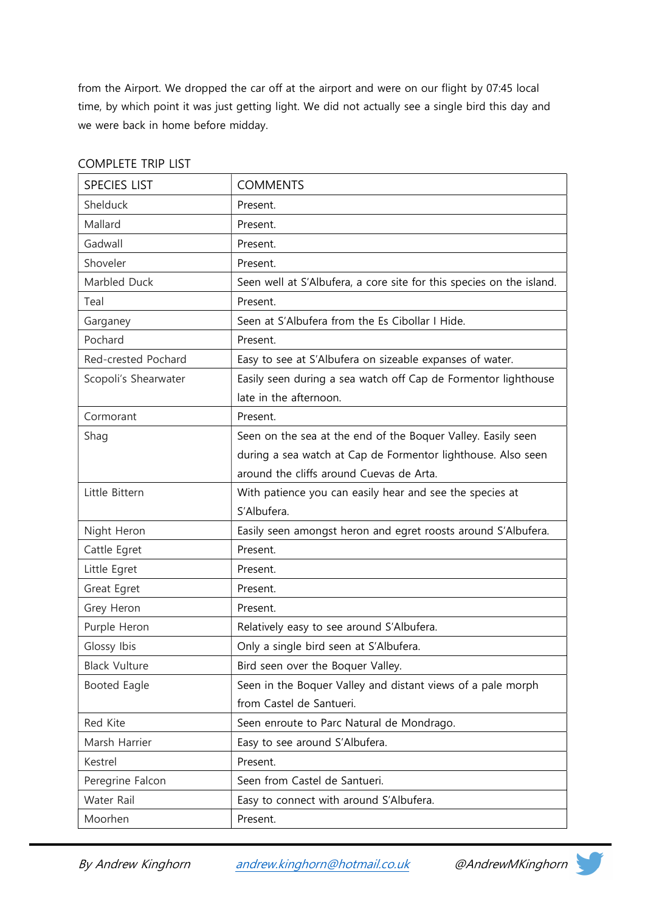from the Airport. We dropped the car off at the airport and were on our flight by 07:45 local time, by which point it was just getting light. We did not actually see a single bird this day and we were back in home before midday.

COMPLETE TRIP LIST

| SPECIES LIST | COMMENTS |
|---|---|
| Shelduck | Present. |
| Mallard | Present. |
| Gadwall | Present. |
| Shoveler | Present. |
| Marbled Duck | Seen well at S'Albufera, a core site for this species on the island. |
| Teal | Present. |
| Garganey | Seen at S'Albufera from the Es Cibollar I Hide. |
| Pochard | Present. |
| Red-crested Pochard | Easy to see at S'Albufera on sizeable expanses of water. |
| Scopoli's Shearwater | Easily seen during a sea watch off Cap de Formentor lighthouse late in the afternoon. |
| Cormorant | Present. |
| Shag | Seen on the sea at the end of the Boquer Valley. Easily seen during a sea watch at Cap de Formentor lighthouse. Also seen around the cliffs around Cuevas de Arta. |
| Little Bittern | With patience you can easily hear and see the species at S'Albufera. |
| Night Heron | Easily seen amongst heron and egret roosts around S'Albufera. |
| Cattle Egret | Present. |
| Little Egret | Present. |
| Great Egret | Present. |
| Grey Heron | Present. |
| Purple Heron | Relatively easy to see around S'Albufera. |
| Glossy Ibis | Only a single bird seen at S'Albufera. |
| Black Vulture | Bird seen over the Boquer Valley. |
| Booted Eagle | Seen in the Boquer Valley and distant views of a pale morph from Castel de Santueri. |
| Red Kite | Seen enroute to Parc Natural de Mondrago. |
| Marsh Harrier | Easy to see around S'Albufera. |
| Kestrel | Present. |
| Peregrine Falcon | Seen from Castel de Santueri. |
| Water Rail | Easy to connect with around S'Albufera. |
| Moorhen | Present. |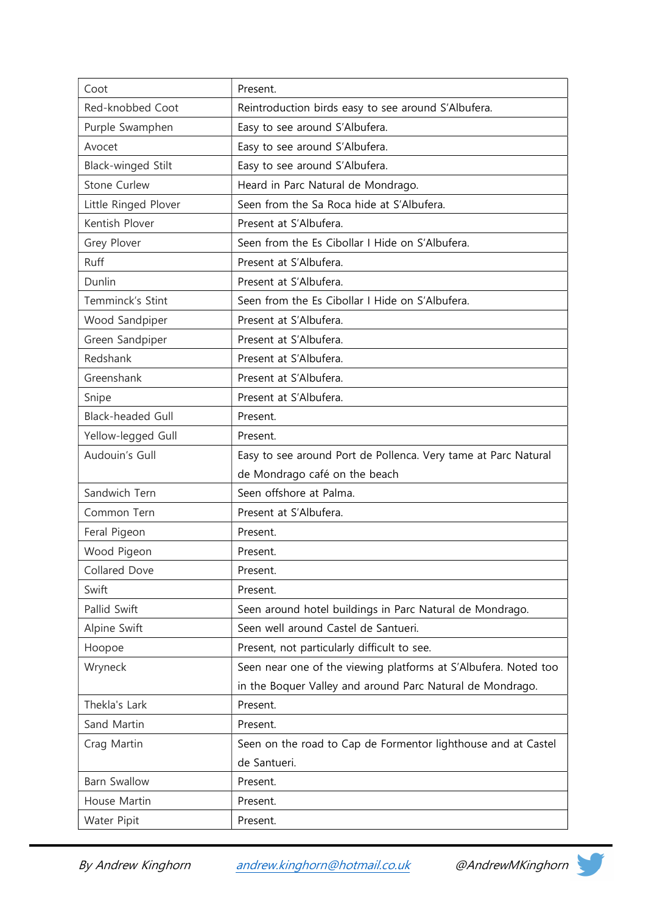| | |
|---|---|
| Coot | Present. |
| Red-knobbed Coot | Reintroduction birds easy to see around S'Albufera. |
| Purple Swamphen | Easy to see around S'Albufera. |
| Avocet | Easy to see around S'Albufera. |
| Black-winged Stilt | Easy to see around S'Albufera. |
| Stone Curlew | Heard in Parc Natural de Mondrago. |
| Little Ringed Plover | Seen from the Sa Roca hide at S'Albufera. |
| Kentish Plover | Present at S'Albufera. |
| Grey Plover | Seen from the Es Cibollar I Hide on S'Albufera. |
| Ruff | Present at S'Albufera. |
| Dunlin | Present at S'Albufera. |
| Temminck's Stint | Seen from the Es Cibollar I Hide on S'Albufera. |
| Wood Sandpiper | Present at S'Albufera. |
| Green Sandpiper | Present at S'Albufera. |
| Redshank | Present at S'Albufera. |
| Greenshank | Present at S'Albufera. |
| Snipe | Present at S'Albufera. |
| Black-headed Gull | Present. |
| Yellow-legged Gull | Present. |
| Audouin's Gull | Easy to see around Port de Pollenca. Very tame at Parc Natural de Mondrago café on the beach |
| Sandwich Tern | Seen offshore at Palma. |
| Common Tern | Present at S'Albufera. |
| Feral Pigeon | Present. |
| Wood Pigeon | Present. |
| Collared Dove | Present. |
| Swift | Present. |
| Pallid Swift | Seen around hotel buildings in Parc Natural de Mondrago. |
| Alpine Swift | Seen well around Castel de Santueri. |
| Hoopoe | Present, not particularly difficult to see. |
| Wryneck | Seen near one of the viewing platforms at S'Albufera. Noted too in the Boquer Valley and around Parc Natural de Mondrago. |
| Thekla's Lark | Present. |
| Sand Martin | Present. |
| Crag Martin | Seen on the road to Cap de Formentor lighthouse and at Castel de Santueri. |
| Barn Swallow | Present. |
| House Martin | Present. |
| Water Pipit | Present. |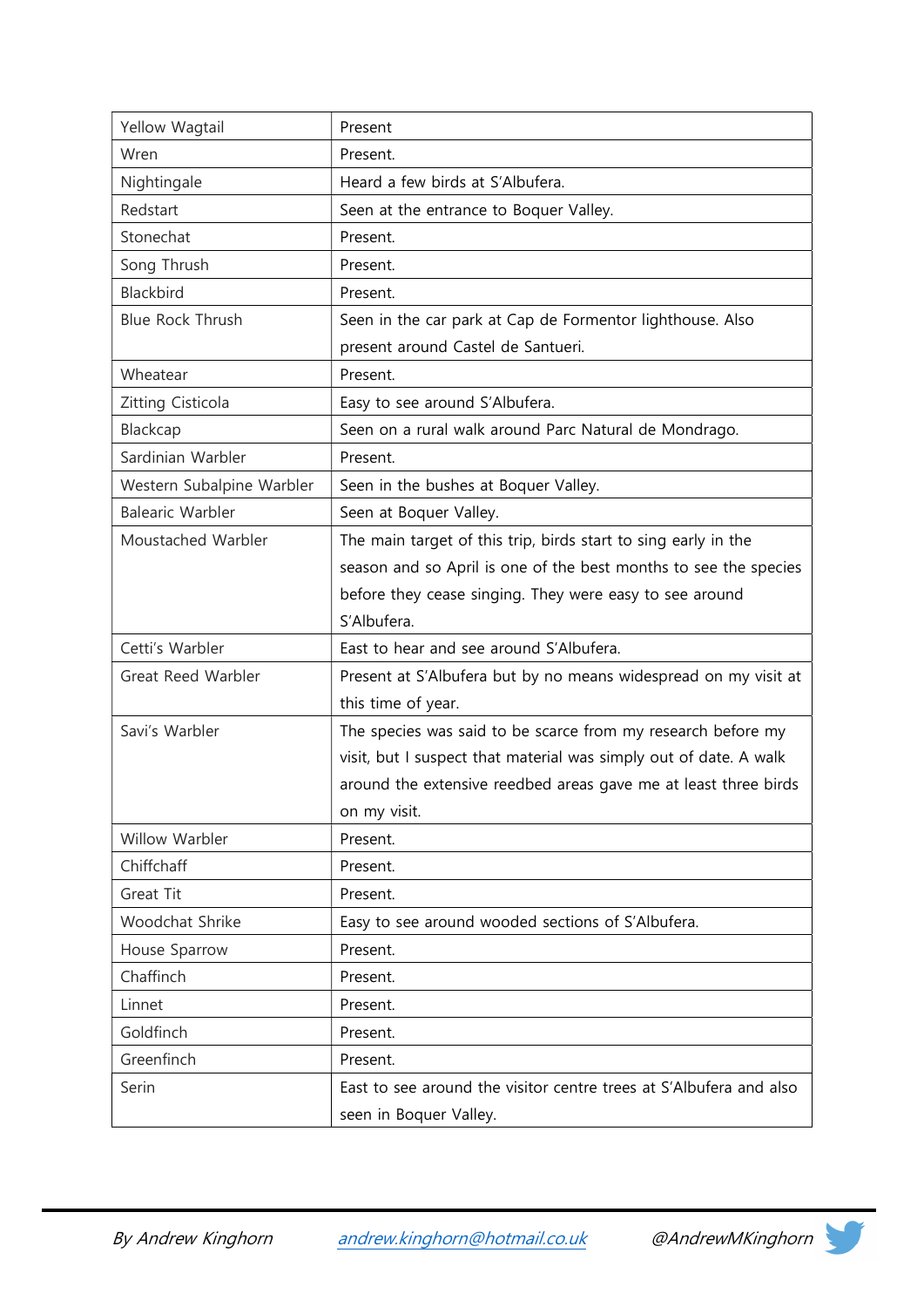| | |
|---|---|
| Yellow Wagtail | Present |
| Wren | Present. |
| Nightingale | Heard a few birds at S'Albufera. |
| Redstart | Seen at the entrance to Boquer Valley. |
| Stonechat | Present. |
| Song Thrush | Present. |
| Blackbird | Present. |
| Blue Rock Thrush | Seen in the car park at Cap de Formentor lighthouse. Also present around Castel de Santueri. |
| Wheatear | Present. |
| Zitting Cisticola | Easy to see around S'Albufera. |
| Blackcap | Seen on a rural walk around Parc Natural de Mondrago. |
| Sardinian Warbler | Present. |
| Western Subalpine Warbler | Seen in the bushes at Boquer Valley. |
| Balearic Warbler | Seen at Boquer Valley. |
| Moustached Warbler | The main target of this trip, birds start to sing early in the season and so April is one of the best months to see the species before they cease singing. They were easy to see around S'Albufera. |
| Cetti's Warbler | East to hear and see around S'Albufera. |
| Great Reed Warbler | Present at S'Albufera but by no means widespread on my visit at this time of year. |
| Savi's Warbler | The species was said to be scarce from my research before my visit, but I suspect that material was simply out of date. A walk around the extensive reedbed areas gave me at least three birds on my visit. |
| Willow Warbler | Present. |
| Chiffchaff | Present. |
| Great Tit | Present. |
| Woodchat Shrike | Easy to see around wooded sections of S'Albufera. |
| House Sparrow | Present. |
| Chaffinch | Present. |
| Linnet | Present. |
| Goldfinch | Present. |
| Greenfinch | Present. |
| Serin | East to see around the visitor centre trees at S'Albufera and also seen in Boquer Valley. |